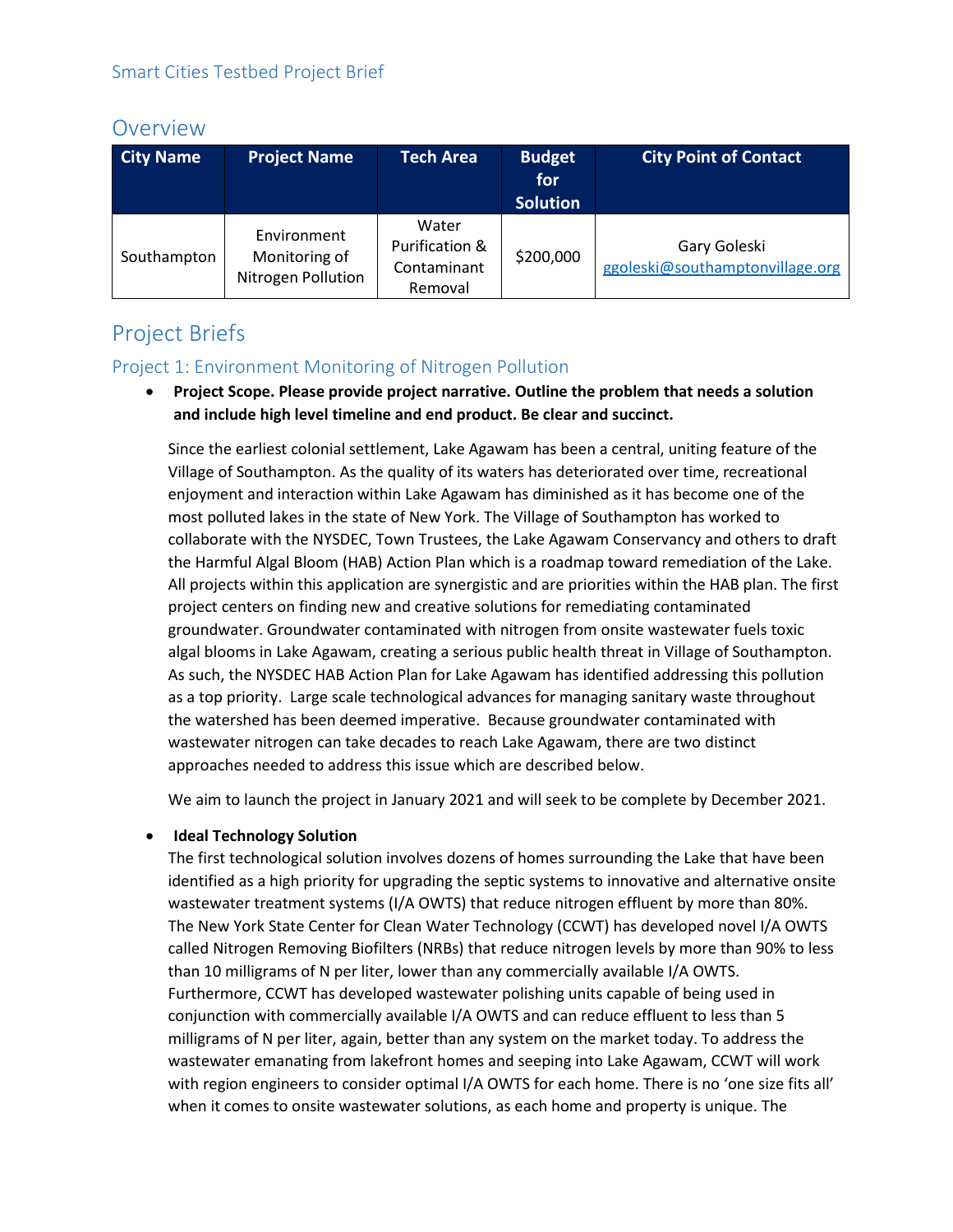Smart Cities Testbed Project Brief

## Overview

| City Name | Project Name | Tech Area | Budget for Solution | City Point of Contact |
|---|---|---|---|---|
| Southampton | Environment Monitoring of Nitrogen Pollution | Water Purification & Contaminant Removal | $200,000 | Gary Goleski ggoleski@southamptonvillage.org |

## Project Briefs

### Project 1: Environment Monitoring of Nitrogen Pollution

- **Project Scope. Please provide project narrative. Outline the problem that needs a solution and include high level timeline and end product. Be clear and succinct.**

  Since the earliest colonial settlement, Lake Agawam has been a central, uniting feature of the Village of Southampton. As the quality of its waters has deteriorated over time, recreational enjoyment and interaction within Lake Agawam has diminished as it has become one of the most polluted lakes in the state of New York. The Village of Southampton has worked to collaborate with the NYSDEC, Town Trustees, the Lake Agawam Conservancy and others to draft the Harmful Algal Bloom (HAB) Action Plan which is a roadmap toward remediation of the Lake. All projects within this application are synergistic and are priorities within the HAB plan. The first project centers on finding new and creative solutions for remediating contaminated groundwater. Groundwater contaminated with nitrogen from onsite wastewater fuels toxic algal blooms in Lake Agawam, creating a serious public health threat in Village of Southampton. As such, the NYSDEC HAB Action Plan for Lake Agawam has identified addressing this pollution as a top priority. Large scale technological advances for managing sanitary waste throughout the watershed has been deemed imperative. Because groundwater contaminated with wastewater nitrogen can take decades to reach Lake Agawam, there are two distinct approaches needed to address this issue which are described below.

  We aim to launch the project in January 2021 and will seek to be complete by December 2021.

- **Ideal Technology Solution**

  The first technological solution involves dozens of homes surrounding the Lake that have been identified as a high priority for upgrading the septic systems to innovative and alternative onsite wastewater treatment systems (I/A OWTS) that reduce nitrogen effluent by more than 80%. The New York State Center for Clean Water Technology (CCWT) has developed novel I/A OWTS called Nitrogen Removing Biofilters (NRBs) that reduce nitrogen levels by more than 90% to less than 10 milligrams of N per liter, lower than any commercially available I/A OWTS. Furthermore, CCWT has developed wastewater polishing units capable of being used in conjunction with commercially available I/A OWTS and can reduce effluent to less than 5 milligrams of N per liter, again, better than any system on the market today. To address the wastewater emanating from lakefront homes and seeping into Lake Agawam, CCWT will work with region engineers to consider optimal I/A OWTS for each home. There is no 'one size fits all' when it comes to onsite wastewater solutions, as each home and property is unique. The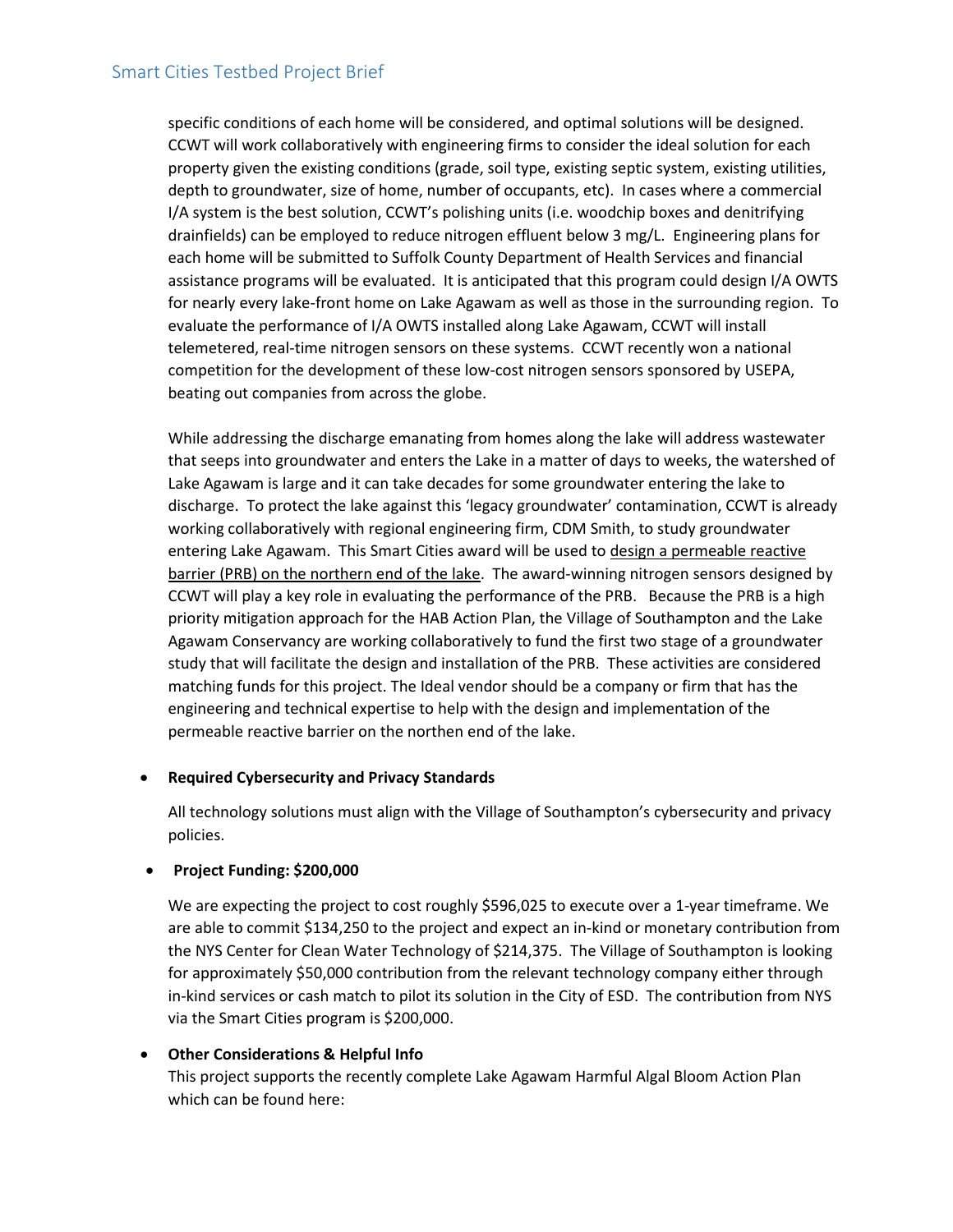specific conditions of each home will be considered, and optimal solutions will be designed. CCWT will work collaboratively with engineering firms to consider the ideal solution for each property given the existing conditions (grade, soil type, existing septic system, existing utilities, depth to groundwater, size of home, number of occupants, etc). In cases where a commercial I/A system is the best solution, CCWT's polishing units (i.e. woodchip boxes and denitrifying drainfields) can be employed to reduce nitrogen effluent below 3 mg/L. Engineering plans for each home will be submitted to Suffolk County Department of Health Services and financial assistance programs will be evaluated. It is anticipated that this program could design I/A OWTS for nearly every lake-front home on Lake Agawam as well as those in the surrounding region. To evaluate the performance of I/A OWTS installed along Lake Agawam, CCWT will install telemetered, real-time nitrogen sensors on these systems. CCWT recently won a national competition for the development of these low-cost nitrogen sensors sponsored by USEPA, beating out companies from across the globe.

While addressing the discharge emanating from homes along the lake will address wastewater that seeps into groundwater and enters the Lake in a matter of days to weeks, the watershed of Lake Agawam is large and it can take decades for some groundwater entering the lake to discharge. To protect the lake against this 'legacy groundwater' contamination, CCWT is already working collaboratively with regional engineering firm, CDM Smith, to study groundwater entering Lake Agawam. This Smart Cities award will be used to <u>design a permeable reactive barrier (PRB) on the northern end of the lake</u>. The award-winning nitrogen sensors designed by CCWT will play a key role in evaluating the performance of the PRB. Because the PRB is a high priority mitigation approach for the HAB Action Plan, the Village of Southampton and the Lake Agawam Conservancy are working collaboratively to fund the first two stage of a groundwater study that will facilitate the design and installation of the PRB. These activities are considered matching funds for this project. The Ideal vendor should be a company or firm that has the engineering and technical expertise to help with the design and implementation of the permeable reactive barrier on the northen end of the lake.

- **Required Cybersecurity and Privacy Standards**

  All technology solutions must align with the Village of Southampton's cybersecurity and privacy policies.

- **Project Funding: $200,000**

  We are expecting the project to cost roughly $596,025 to execute over a 1-year timeframe. We are able to commit $134,250 to the project and expect an in-kind or monetary contribution from the NYS Center for Clean Water Technology of $214,375. The Village of Southampton is looking for approximately $50,000 contribution from the relevant technology company either through in-kind services or cash match to pilot its solution in the City of ESD. The contribution from NYS via the Smart Cities program is $200,000.

- **Other Considerations & Helpful Info**

  This project supports the recently complete Lake Agawam Harmful Algal Bloom Action Plan which can be found here: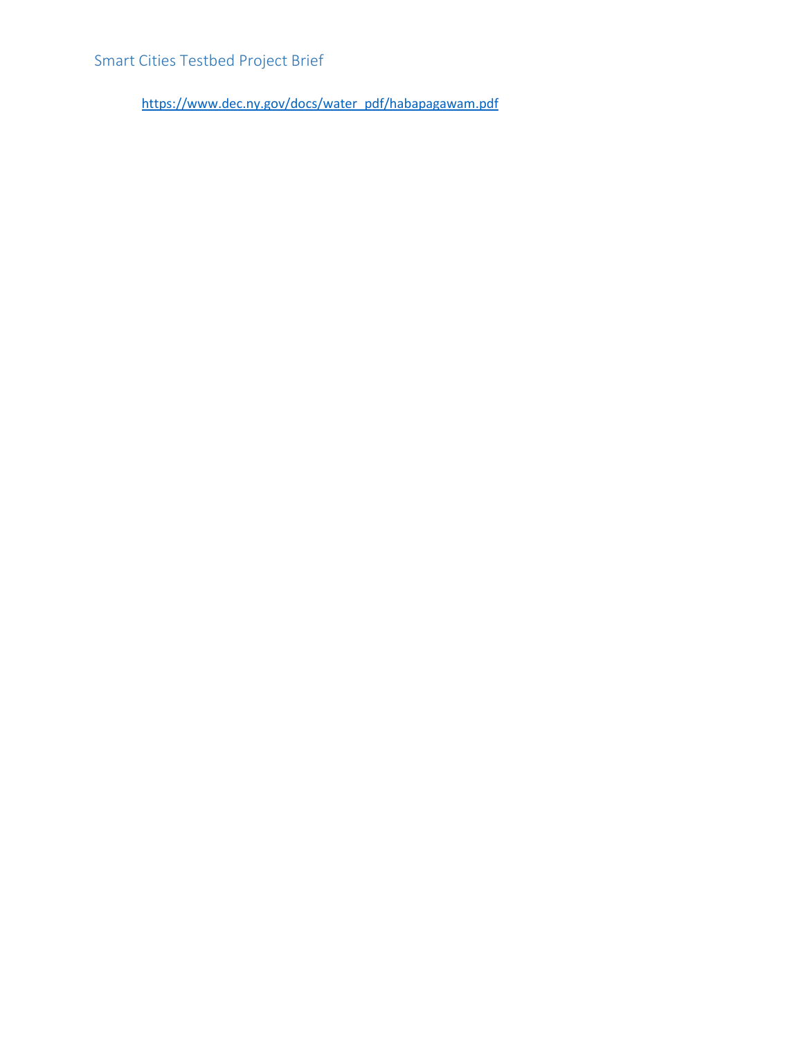https://www.dec.ny.gov/docs/water_pdf/habapagawam.pdf